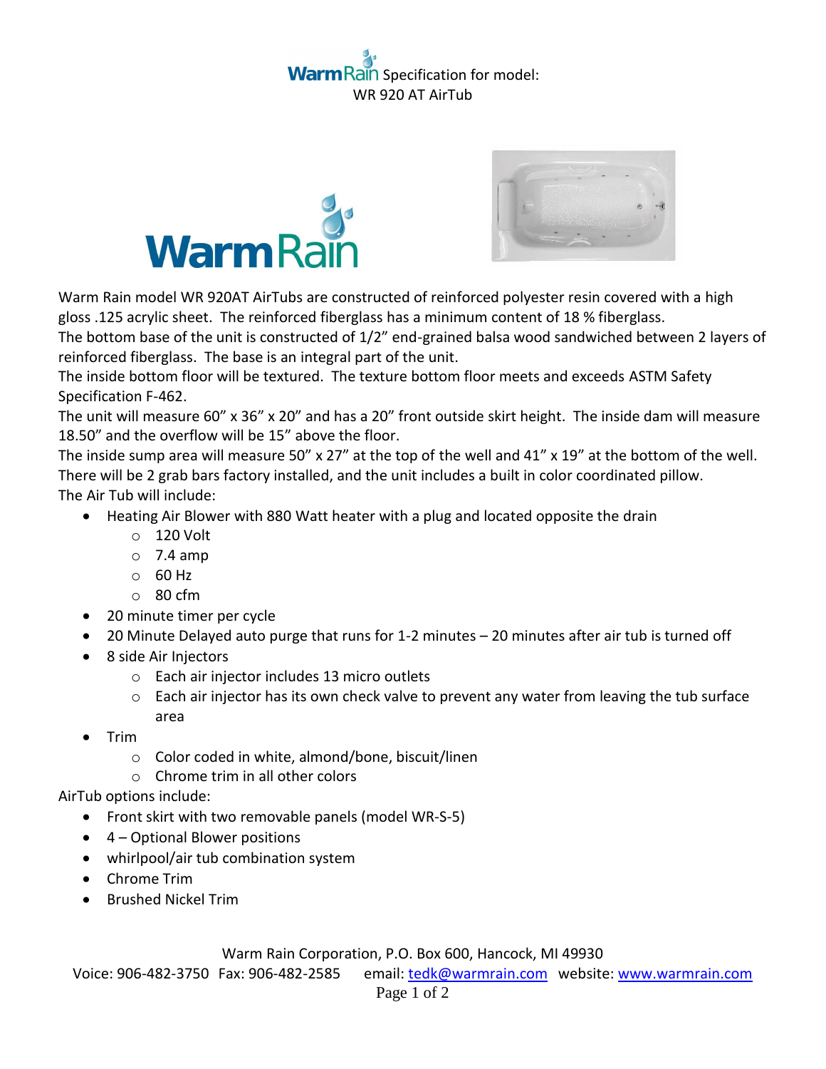# WarmRain Specification for model: WR 920 AT AirTub

Warm Rain model WR 920AT AirTubs are constructed of reinforced polyester resin covered with a high gloss .125 acrylic sheet. The reinforced fiberglass has a minimum content of 18 % fiberglass.
The bottom base of the unit is constructed of 1/2" end-grained balsa wood sandwiched between 2 layers of reinforced fiberglass. The base is an integral part of the unit.
The inside bottom floor will be textured. The texture bottom floor meets and exceeds ASTM Safety Specification F-462.
The unit will measure 60" x 36" x 20" and has a 20" front outside skirt height. The inside dam will measure 18.50" and the overflow will be 15" above the floor.
The inside sump area will measure 50" x 27" at the top of the well and 41" x 19" at the bottom of the well.
There will be 2 grab bars factory installed, and the unit includes a built in color coordinated pillow.
The Air Tub will include:

- Heating Air Blower with 880 Watt heater with a plug and located opposite the drain
    - 120 Volt
    - 7.4 amp
    - 60 Hz
    - 80 cfm
- 20 minute timer per cycle
- 20 Minute Delayed auto purge that runs for 1-2 minutes – 20 minutes after air tub is turned off
- 8 side Air Injectors
    - Each air injector includes 13 micro outlets
    - Each air injector has its own check valve to prevent any water from leaving the tub surface area
- Trim
    - Color coded in white, almond/bone, biscuit/linen
    - Chrome trim in all other colors

AirTub options include:

- Front skirt with two removable panels (model WR-S-5)
- 4 – Optional Blower positions
- whirlpool/air tub combination system
- Chrome Trim
- Brushed Nickel Trim

Warm Rain Corporation, P.O. Box 600, Hancock, MI 49930
Voice: 906-482-3750 Fax: 906-482-2585 email: tedk@warmrain.com website: www.warmrain.com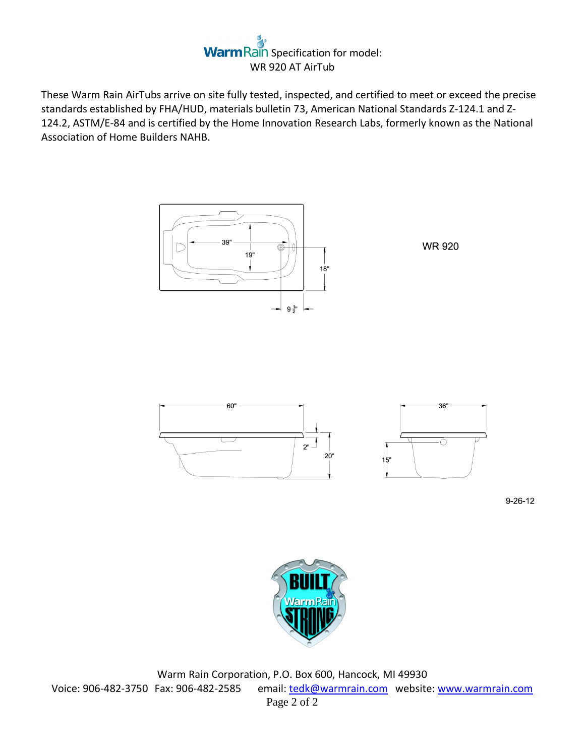# Warm Rain Specification for model: WR 920 AT AirTub

These Warm Rain AirTubs arrive on site fully tested, inspected, and certified to meet or exceed the precise standards established by FHA/HUD, materials bulletin 73, American National Standards Z-124.1 and Z-124.2, ASTM/E-84 and is certified by the Home Innovation Research Labs, formerly known as the National Association of Home Builders NAHB.

WR 920

39"

19"

18"

9 ½"

60"

2"

20"

36"

15"

9-26-12

BUILT WarmRain STRONG

Warm Rain Corporation, P.O. Box 600, Hancock, MI 49930
Voice: 906-482-3750 Fax: 906-482-2585 email: tedk@warmrain.com website: www.warmrain.com